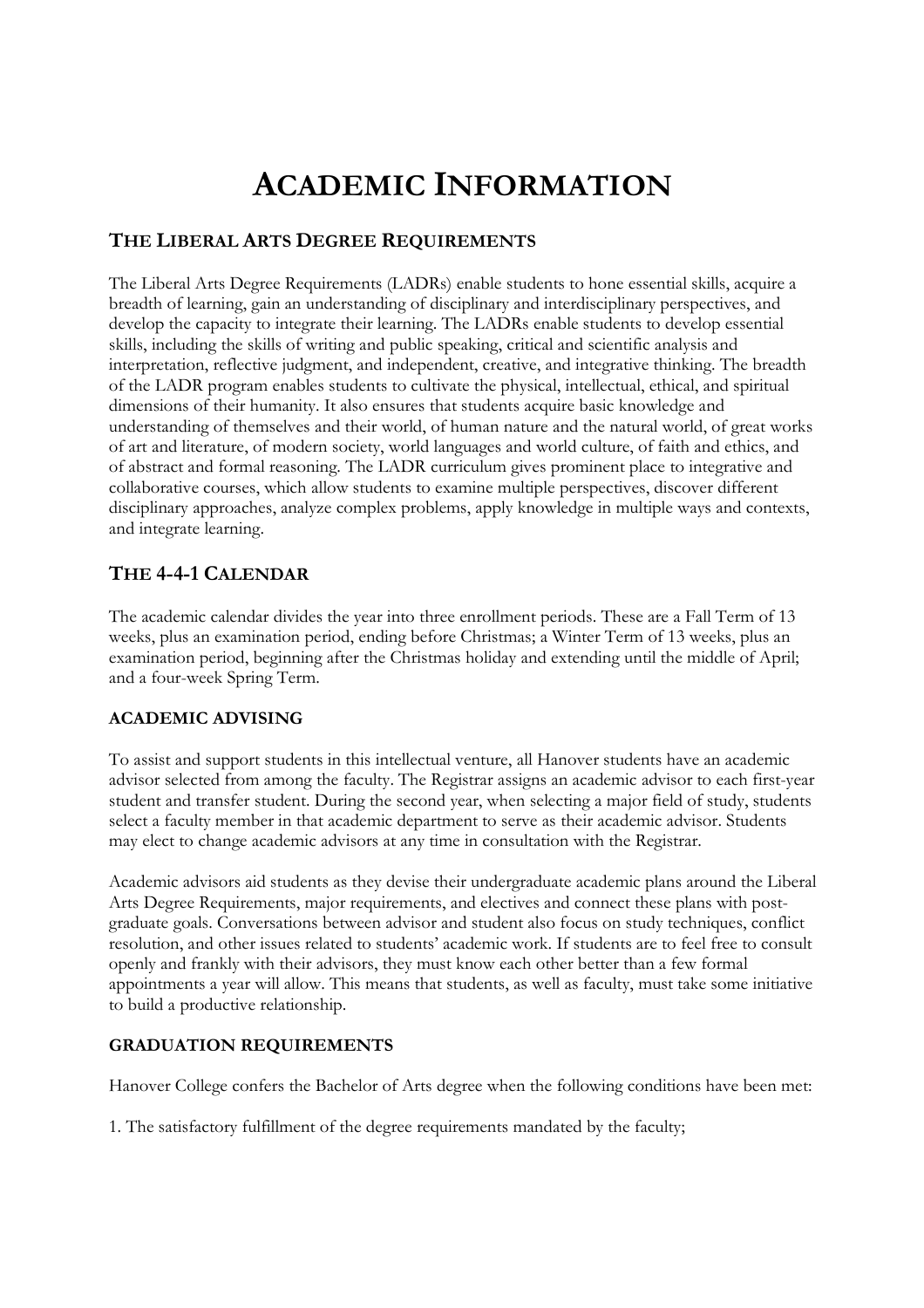# Academic Information

## The Liberal Arts Degree Requirements

The Liberal Arts Degree Requirements (LADRs) enable students to hone essential skills, acquire a breadth of learning, gain an understanding of disciplinary and interdisciplinary perspectives, and develop the capacity to integrate their learning. The LADRs enable students to develop essential skills, including the skills of writing and public speaking, critical and scientific analysis and interpretation, reflective judgment, and independent, creative, and integrative thinking. The breadth of the LADR program enables students to cultivate the physical, intellectual, ethical, and spiritual dimensions of their humanity. It also ensures that students acquire basic knowledge and understanding of themselves and their world, of human nature and the natural world, of great works of art and literature, of modern society, world languages and world culture, of faith and ethics, and of abstract and formal reasoning. The LADR curriculum gives prominent place to integrative and collaborative courses, which allow students to examine multiple perspectives, discover different disciplinary approaches, analyze complex problems, apply knowledge in multiple ways and contexts, and integrate learning.

## The 4-4-1 Calendar

The academic calendar divides the year into three enrollment periods. These are a Fall Term of 13 weeks, plus an examination period, ending before Christmas; a Winter Term of 13 weeks, plus an examination period, beginning after the Christmas holiday and extending until the middle of April; and a four-week Spring Term.

### ACADEMIC ADVISING

To assist and support students in this intellectual venture, all Hanover students have an academic advisor selected from among the faculty. The Registrar assigns an academic advisor to each first-year student and transfer student. During the second year, when selecting a major field of study, students select a faculty member in that academic department to serve as their academic advisor. Students may elect to change academic advisors at any time in consultation with the Registrar.

Academic advisors aid students as they devise their undergraduate academic plans around the Liberal Arts Degree Requirements, major requirements, and electives and connect these plans with post-graduate goals. Conversations between advisor and student also focus on study techniques, conflict resolution, and other issues related to students' academic work. If students are to feel free to consult openly and frankly with their advisors, they must know each other better than a few formal appointments a year will allow. This means that students, as well as faculty, must take some initiative to build a productive relationship.

### GRADUATION REQUIREMENTS

Hanover College confers the Bachelor of Arts degree when the following conditions have been met:

1. The satisfactory fulfillment of the degree requirements mandated by the faculty;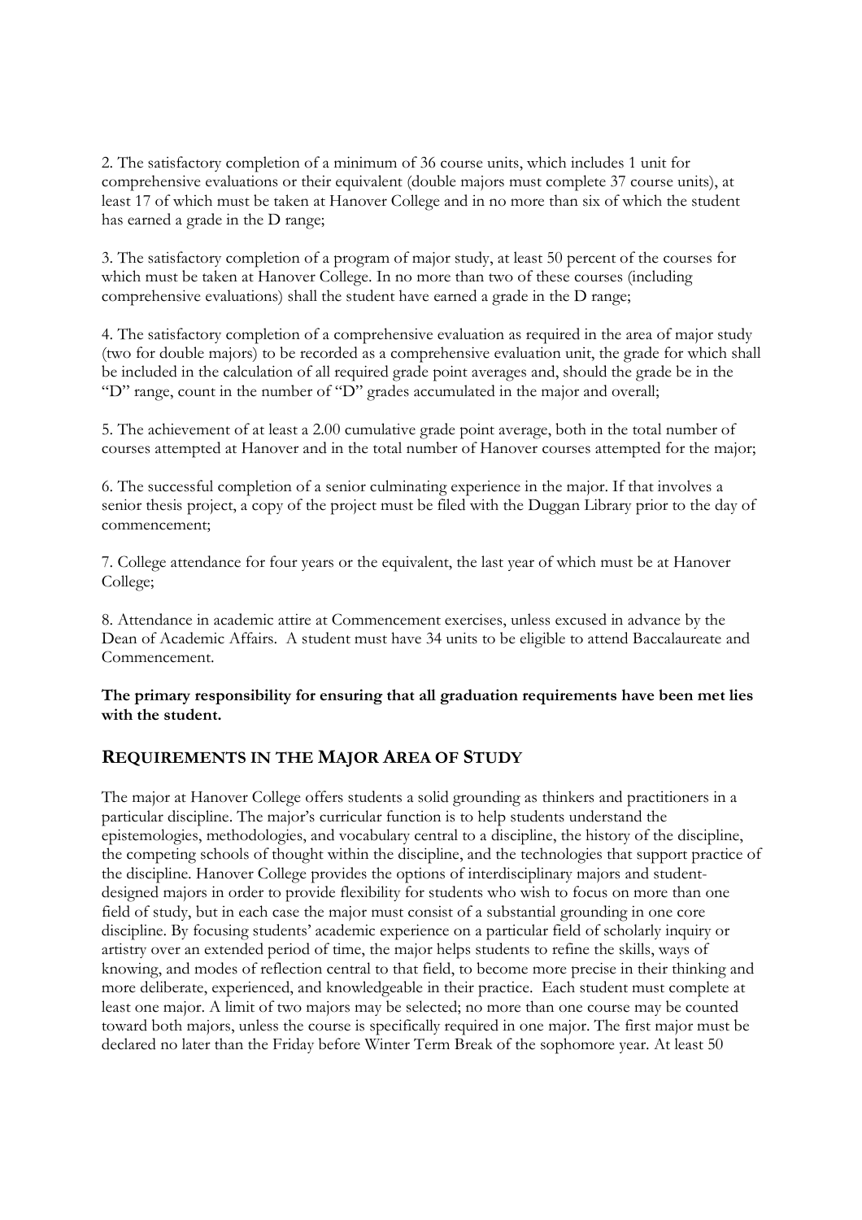2. The satisfactory completion of a minimum of 36 course units, which includes 1 unit for comprehensive evaluations or their equivalent (double majors must complete 37 course units), at least 17 of which must be taken at Hanover College and in no more than six of which the student has earned a grade in the D range;

3. The satisfactory completion of a program of major study, at least 50 percent of the courses for which must be taken at Hanover College. In no more than two of these courses (including comprehensive evaluations) shall the student have earned a grade in the D range;

4. The satisfactory completion of a comprehensive evaluation as required in the area of major study (two for double majors) to be recorded as a comprehensive evaluation unit, the grade for which shall be included in the calculation of all required grade point averages and, should the grade be in the "D" range, count in the number of "D" grades accumulated in the major and overall;

5. The achievement of at least a 2.00 cumulative grade point average, both in the total number of courses attempted at Hanover and in the total number of Hanover courses attempted for the major;

6. The successful completion of a senior culminating experience in the major. If that involves a senior thesis project, a copy of the project must be filed with the Duggan Library prior to the day of commencement;

7. College attendance for four years or the equivalent, the last year of which must be at Hanover College;

8. Attendance in academic attire at Commencement exercises, unless excused in advance by the Dean of Academic Affairs. A student must have 34 units to be eligible to attend Baccalaureate and Commencement.

**The primary responsibility for ensuring that all graduation requirements have been met lies with the student.**

## REQUIREMENTS IN THE MAJOR AREA OF STUDY

The major at Hanover College offers students a solid grounding as thinkers and practitioners in a particular discipline. The major's curricular function is to help students understand the epistemologies, methodologies, and vocabulary central to a discipline, the history of the discipline, the competing schools of thought within the discipline, and the technologies that support practice of the discipline. Hanover College provides the options of interdisciplinary majors and student-designed majors in order to provide flexibility for students who wish to focus on more than one field of study, but in each case the major must consist of a substantial grounding in one core discipline. By focusing students' academic experience on a particular field of scholarly inquiry or artistry over an extended period of time, the major helps students to refine the skills, ways of knowing, and modes of reflection central to that field, to become more precise in their thinking and more deliberate, experienced, and knowledgeable in their practice. Each student must complete at least one major. A limit of two majors may be selected; no more than one course may be counted toward both majors, unless the course is specifically required in one major. The first major must be declared no later than the Friday before Winter Term Break of the sophomore year. At least 50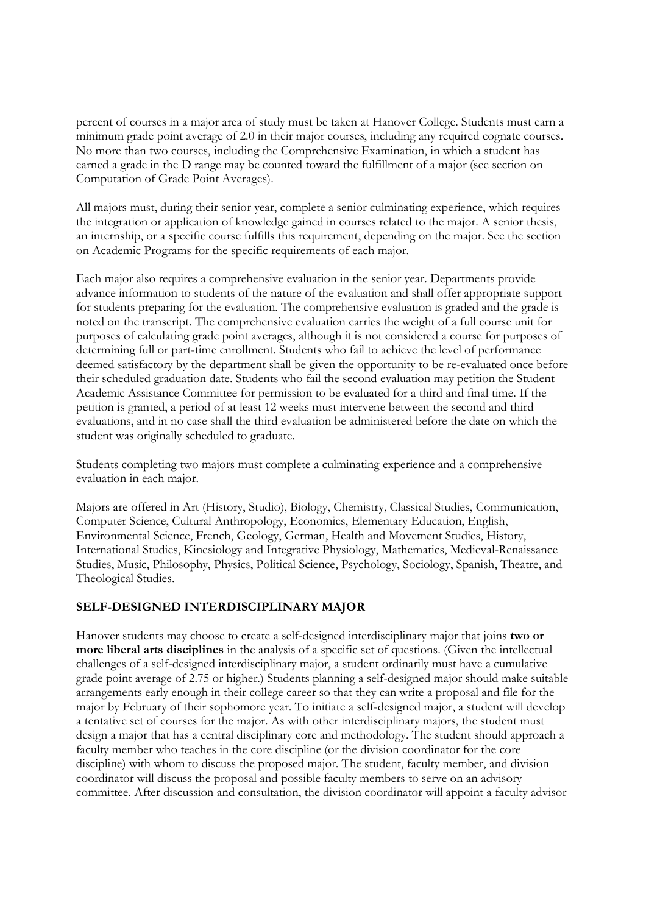percent of courses in a major area of study must be taken at Hanover College. Students must earn a minimum grade point average of 2.0 in their major courses, including any required cognate courses. No more than two courses, including the Comprehensive Examination, in which a student has earned a grade in the D range may be counted toward the fulfillment of a major (see section on Computation of Grade Point Averages).

All majors must, during their senior year, complete a senior culminating experience, which requires the integration or application of knowledge gained in courses related to the major. A senior thesis, an internship, or a specific course fulfills this requirement, depending on the major. See the section on Academic Programs for the specific requirements of each major.

Each major also requires a comprehensive evaluation in the senior year. Departments provide advance information to students of the nature of the evaluation and shall offer appropriate support for students preparing for the evaluation. The comprehensive evaluation is graded and the grade is noted on the transcript. The comprehensive evaluation carries the weight of a full course unit for purposes of calculating grade point averages, although it is not considered a course for purposes of determining full or part-time enrollment. Students who fail to achieve the level of performance deemed satisfactory by the department shall be given the opportunity to be re-evaluated once before their scheduled graduation date. Students who fail the second evaluation may petition the Student Academic Assistance Committee for permission to be evaluated for a third and final time. If the petition is granted, a period of at least 12 weeks must intervene between the second and third evaluations, and in no case shall the third evaluation be administered before the date on which the student was originally scheduled to graduate.

Students completing two majors must complete a culminating experience and a comprehensive evaluation in each major.

Majors are offered in Art (History, Studio), Biology, Chemistry, Classical Studies, Communication, Computer Science, Cultural Anthropology, Economics, Elementary Education, English, Environmental Science, French, Geology, German, Health and Movement Studies, History, International Studies, Kinesiology and Integrative Physiology, Mathematics, Medieval-Renaissance Studies, Music, Philosophy, Physics, Political Science, Psychology, Sociology, Spanish, Theatre, and Theological Studies.

## SELF-DESIGNED INTERDISCIPLINARY MAJOR

Hanover students may choose to create a self-designed interdisciplinary major that joins **two or more liberal arts disciplines** in the analysis of a specific set of questions. (Given the intellectual challenges of a self-designed interdisciplinary major, a student ordinarily must have a cumulative grade point average of 2.75 or higher.) Students planning a self-designed major should make suitable arrangements early enough in their college career so that they can write a proposal and file for the major by February of their sophomore year. To initiate a self-designed major, a student will develop a tentative set of courses for the major. As with other interdisciplinary majors, the student must design a major that has a central disciplinary core and methodology. The student should approach a faculty member who teaches in the core discipline (or the division coordinator for the core discipline) with whom to discuss the proposed major. The student, faculty member, and division coordinator will discuss the proposal and possible faculty members to serve on an advisory committee. After discussion and consultation, the division coordinator will appoint a faculty advisor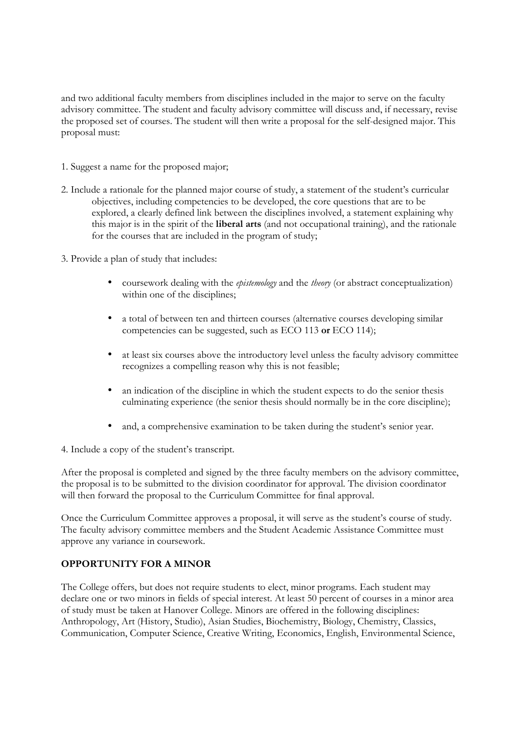and two additional faculty members from disciplines included in the major to serve on the faculty advisory committee. The student and faculty advisory committee will discuss and, if necessary, revise the proposed set of courses. The student will then write a proposal for the self-designed major. This proposal must:

1. Suggest a name for the proposed major;

2. Include a rationale for the planned major course of study, a statement of the student's curricular objectives, including competencies to be developed, the core questions that are to be explored, a clearly defined link between the disciplines involved, a statement explaining why this major is in the spirit of the **liberal arts** (and not occupational training), and the rationale for the courses that are included in the program of study;

3. Provide a plan of study that includes:

    - coursework dealing with the *epistemology* and the *theory* (or abstract conceptualization) within one of the disciplines;
    - a total of between ten and thirteen courses (alternative courses developing similar competencies can be suggested, such as ECO 113 **or** ECO 114);
    - at least six courses above the introductory level unless the faculty advisory committee recognizes a compelling reason why this is not feasible;
    - an indication of the discipline in which the student expects to do the senior thesis culminating experience (the senior thesis should normally be in the core discipline);
    - and, a comprehensive examination to be taken during the student's senior year.

4. Include a copy of the student's transcript.

After the proposal is completed and signed by the three faculty members on the advisory committee, the proposal is to be submitted to the division coordinator for approval. The division coordinator will then forward the proposal to the Curriculum Committee for final approval.

Once the Curriculum Committee approves a proposal, it will serve as the student's course of study. The faculty advisory committee members and the Student Academic Assistance Committee must approve any variance in coursework.

## OPPORTUNITY FOR A MINOR

The College offers, but does not require students to elect, minor programs. Each student may declare one or two minors in fields of special interest. At least 50 percent of courses in a minor area of study must be taken at Hanover College. Minors are offered in the following disciplines: Anthropology, Art (History, Studio), Asian Studies, Biochemistry, Biology, Chemistry, Classics, Communication, Computer Science, Creative Writing, Economics, English, Environmental Science,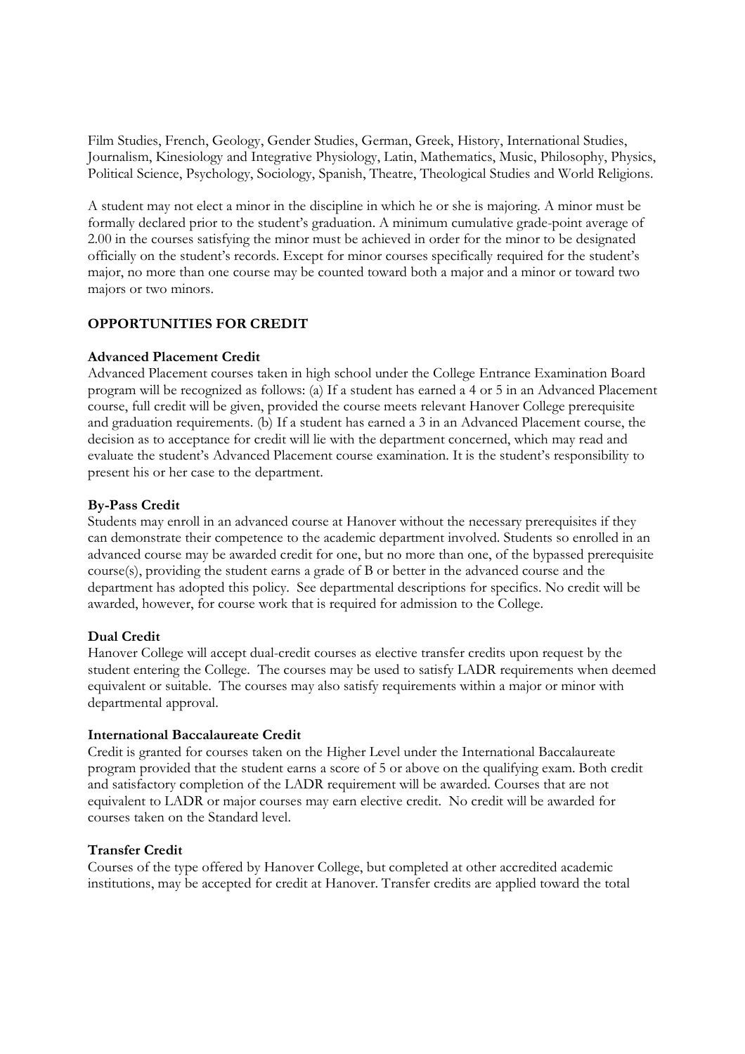Film Studies, French, Geology, Gender Studies, German, Greek, History, International Studies, Journalism, Kinesiology and Integrative Physiology, Latin, Mathematics, Music, Philosophy, Physics, Political Science, Psychology, Sociology, Spanish, Theatre, Theological Studies and World Religions.

A student may not elect a minor in the discipline in which he or she is majoring. A minor must be formally declared prior to the student's graduation. A minimum cumulative grade-point average of 2.00 in the courses satisfying the minor must be achieved in order for the minor to be designated officially on the student's records. Except for minor courses specifically required for the student's major, no more than one course may be counted toward both a major and a minor or toward two majors or two minors.

## OPPORTUNITIES FOR CREDIT

### Advanced Placement Credit

Advanced Placement courses taken in high school under the College Entrance Examination Board program will be recognized as follows: (a) If a student has earned a 4 or 5 in an Advanced Placement course, full credit will be given, provided the course meets relevant Hanover College prerequisite and graduation requirements. (b) If a student has earned a 3 in an Advanced Placement course, the decision as to acceptance for credit will lie with the department concerned, which may read and evaluate the student's Advanced Placement course examination. It is the student's responsibility to present his or her case to the department.

### By-Pass Credit

Students may enroll in an advanced course at Hanover without the necessary prerequisites if they can demonstrate their competence to the academic department involved. Students so enrolled in an advanced course may be awarded credit for one, but no more than one, of the bypassed prerequisite course(s), providing the student earns a grade of B or better in the advanced course and the department has adopted this policy. See departmental descriptions for specifics. No credit will be awarded, however, for course work that is required for admission to the College.

### Dual Credit

Hanover College will accept dual-credit courses as elective transfer credits upon request by the student entering the College. The courses may be used to satisfy LADR requirements when deemed equivalent or suitable. The courses may also satisfy requirements within a major or minor with departmental approval.

### International Baccalaureate Credit

Credit is granted for courses taken on the Higher Level under the International Baccalaureate program provided that the student earns a score of 5 or above on the qualifying exam. Both credit and satisfactory completion of the LADR requirement will be awarded. Courses that are not equivalent to LADR or major courses may earn elective credit. No credit will be awarded for courses taken on the Standard level.

### Transfer Credit

Courses of the type offered by Hanover College, but completed at other accredited academic institutions, may be accepted for credit at Hanover. Transfer credits are applied toward the total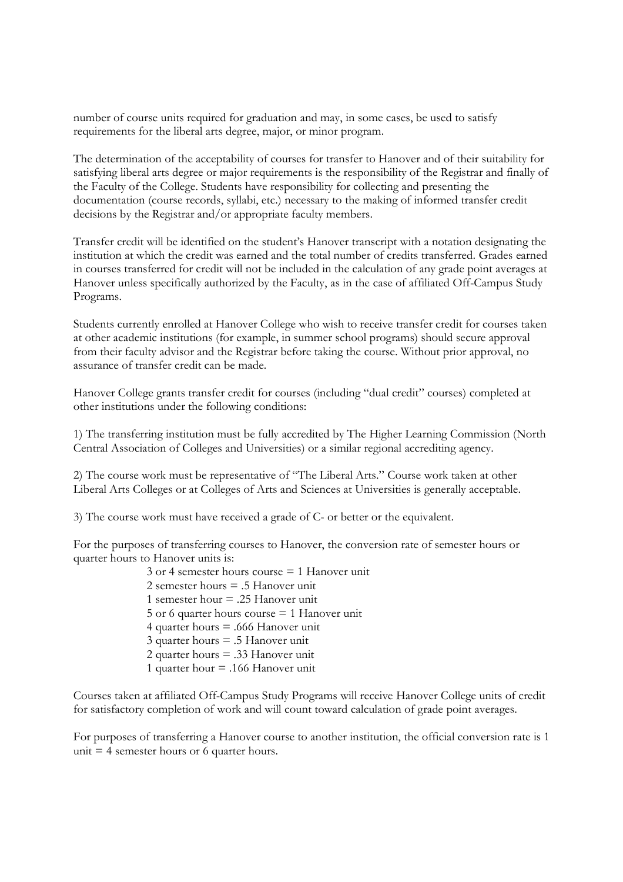number of course units required for graduation and may, in some cases, be used to satisfy requirements for the liberal arts degree, major, or minor program.

The determination of the acceptability of courses for transfer to Hanover and of their suitability for satisfying liberal arts degree or major requirements is the responsibility of the Registrar and finally of the Faculty of the College. Students have responsibility for collecting and presenting the documentation (course records, syllabi, etc.) necessary to the making of informed transfer credit decisions by the Registrar and/or appropriate faculty members.

Transfer credit will be identified on the student's Hanover transcript with a notation designating the institution at which the credit was earned and the total number of credits transferred. Grades earned in courses transferred for credit will not be included in the calculation of any grade point averages at Hanover unless specifically authorized by the Faculty, as in the case of affiliated Off-Campus Study Programs.

Students currently enrolled at Hanover College who wish to receive transfer credit for courses taken at other academic institutions (for example, in summer school programs) should secure approval from their faculty advisor and the Registrar before taking the course. Without prior approval, no assurance of transfer credit can be made.

Hanover College grants transfer credit for courses (including "dual credit" courses) completed at other institutions under the following conditions:

1) The transferring institution must be fully accredited by The Higher Learning Commission (North Central Association of Colleges and Universities) or a similar regional accrediting agency.

2) The course work must be representative of "The Liberal Arts." Course work taken at other Liberal Arts Colleges or at Colleges of Arts and Sciences at Universities is generally acceptable.

3) The course work must have received a grade of C- or better or the equivalent.

For the purposes of transferring courses to Hanover, the conversion rate of semester hours or quarter hours to Hanover units is:

- 3 or 4 semester hours course = 1 Hanover unit
- 2 semester hours = .5 Hanover unit
- 1 semester hour = .25 Hanover unit
- 5 or 6 quarter hours course = 1 Hanover unit
- 4 quarter hours = .666 Hanover unit
- 3 quarter hours = .5 Hanover unit
- 2 quarter hours = .33 Hanover unit
- 1 quarter hour = .166 Hanover unit

Courses taken at affiliated Off-Campus Study Programs will receive Hanover College units of credit for satisfactory completion of work and will count toward calculation of grade point averages.

For purposes of transferring a Hanover course to another institution, the official conversion rate is 1 unit = 4 semester hours or 6 quarter hours.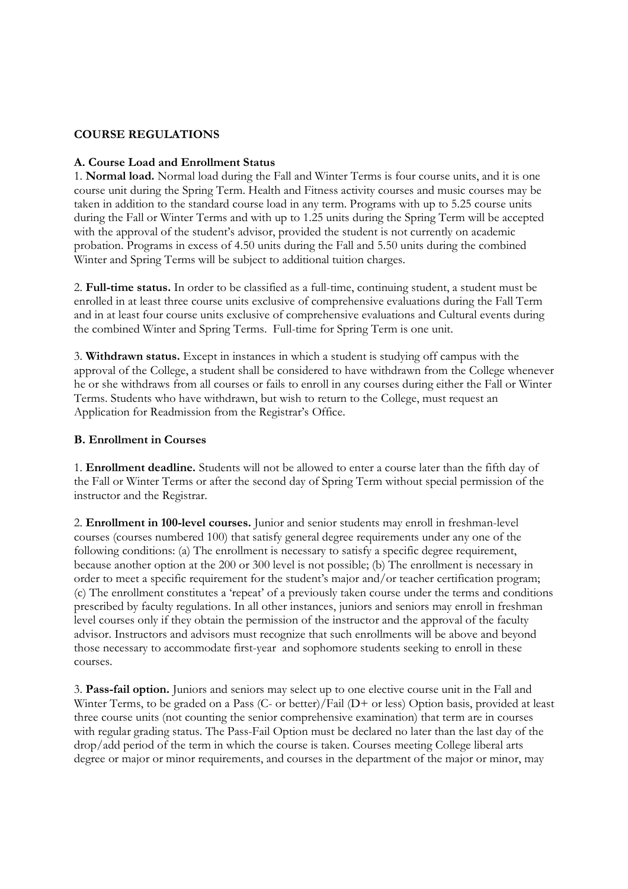**COURSE REGULATIONS**

**A. Course Load and Enrollment Status**

1. **Normal load.** Normal load during the Fall and Winter Terms is four course units, and it is one course unit during the Spring Term. Health and Fitness activity courses and music courses may be taken in addition to the standard course load in any term. Programs with up to 5.25 course units during the Fall or Winter Terms and with up to 1.25 units during the Spring Term will be accepted with the approval of the student's advisor, provided the student is not currently on academic probation. Programs in excess of 4.50 units during the Fall and 5.50 units during the combined Winter and Spring Terms will be subject to additional tuition charges.

2. **Full-time status.** In order to be classified as a full-time, continuing student, a student must be enrolled in at least three course units exclusive of comprehensive evaluations during the Fall Term and in at least four course units exclusive of comprehensive evaluations and Cultural events during the combined Winter and Spring Terms. Full-time for Spring Term is one unit.

3. **Withdrawn status.** Except in instances in which a student is studying off campus with the approval of the College, a student shall be considered to have withdrawn from the College whenever he or she withdraws from all courses or fails to enroll in any courses during either the Fall or Winter Terms. Students who have withdrawn, but wish to return to the College, must request an Application for Readmission from the Registrar's Office.

**B. Enrollment in Courses**

1. **Enrollment deadline.** Students will not be allowed to enter a course later than the fifth day of the Fall or Winter Terms or after the second day of Spring Term without special permission of the instructor and the Registrar.

2. **Enrollment in 100-level courses.** Junior and senior students may enroll in freshman-level courses (courses numbered 100) that satisfy general degree requirements under any one of the following conditions: (a) The enrollment is necessary to satisfy a specific degree requirement, because another option at the 200 or 300 level is not possible; (b) The enrollment is necessary in order to meet a specific requirement for the student's major and/or teacher certification program; (c) The enrollment constitutes a 'repeat' of a previously taken course under the terms and conditions prescribed by faculty regulations. In all other instances, juniors and seniors may enroll in freshman level courses only if they obtain the permission of the instructor and the approval of the faculty advisor. Instructors and advisors must recognize that such enrollments will be above and beyond those necessary to accommodate first-year and sophomore students seeking to enroll in these courses.

3. **Pass-fail option.** Juniors and seniors may select up to one elective course unit in the Fall and Winter Terms, to be graded on a Pass (C- or better)/Fail (D+ or less) Option basis, provided at least three course units (not counting the senior comprehensive examination) that term are in courses with regular grading status. The Pass-Fail Option must be declared no later than the last day of the drop/add period of the term in which the course is taken. Courses meeting College liberal arts degree or major or minor requirements, and courses in the department of the major or minor, may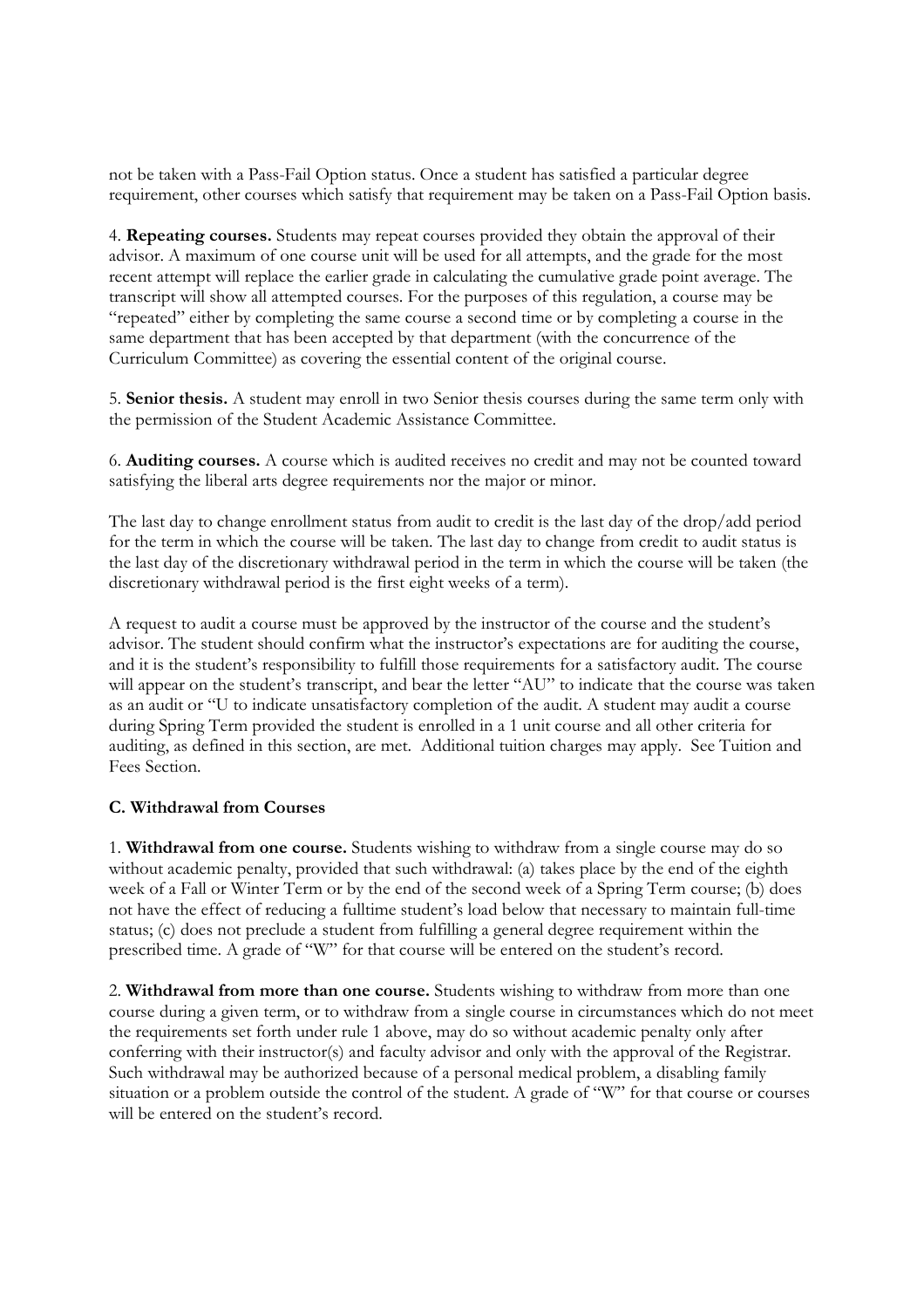not be taken with a Pass-Fail Option status. Once a student has satisfied a particular degree requirement, other courses which satisfy that requirement may be taken on a Pass-Fail Option basis.

4. **Repeating courses.** Students may repeat courses provided they obtain the approval of their advisor. A maximum of one course unit will be used for all attempts, and the grade for the most recent attempt will replace the earlier grade in calculating the cumulative grade point average. The transcript will show all attempted courses. For the purposes of this regulation, a course may be "repeated" either by completing the same course a second time or by completing a course in the same department that has been accepted by that department (with the concurrence of the Curriculum Committee) as covering the essential content of the original course.

5. **Senior thesis.** A student may enroll in two Senior thesis courses during the same term only with the permission of the Student Academic Assistance Committee.

6. **Auditing courses.** A course which is audited receives no credit and may not be counted toward satisfying the liberal arts degree requirements nor the major or minor.

The last day to change enrollment status from audit to credit is the last day of the drop/add period for the term in which the course will be taken. The last day to change from credit to audit status is the last day of the discretionary withdrawal period in the term in which the course will be taken (the discretionary withdrawal period is the first eight weeks of a term).

A request to audit a course must be approved by the instructor of the course and the student's advisor. The student should confirm what the instructor's expectations are for auditing the course, and it is the student's responsibility to fulfill those requirements for a satisfactory audit. The course will appear on the student's transcript, and bear the letter "AU" to indicate that the course was taken as an audit or "U to indicate unsatisfactory completion of the audit. A student may audit a course during Spring Term provided the student is enrolled in a 1 unit course and all other criteria for auditing, as defined in this section, are met. Additional tuition charges may apply. See Tuition and Fees Section.

### C. Withdrawal from Courses

1. **Withdrawal from one course.** Students wishing to withdraw from a single course may do so without academic penalty, provided that such withdrawal: (a) takes place by the end of the eighth week of a Fall or Winter Term or by the end of the second week of a Spring Term course; (b) does not have the effect of reducing a fulltime student's load below that necessary to maintain full-time status; (c) does not preclude a student from fulfilling a general degree requirement within the prescribed time. A grade of "W" for that course will be entered on the student's record.

2. **Withdrawal from more than one course.** Students wishing to withdraw from more than one course during a given term, or to withdraw from a single course in circumstances which do not meet the requirements set forth under rule 1 above, may do so without academic penalty only after conferring with their instructor(s) and faculty advisor and only with the approval of the Registrar. Such withdrawal may be authorized because of a personal medical problem, a disabling family situation or a problem outside the control of the student. A grade of "W" for that course or courses will be entered on the student's record.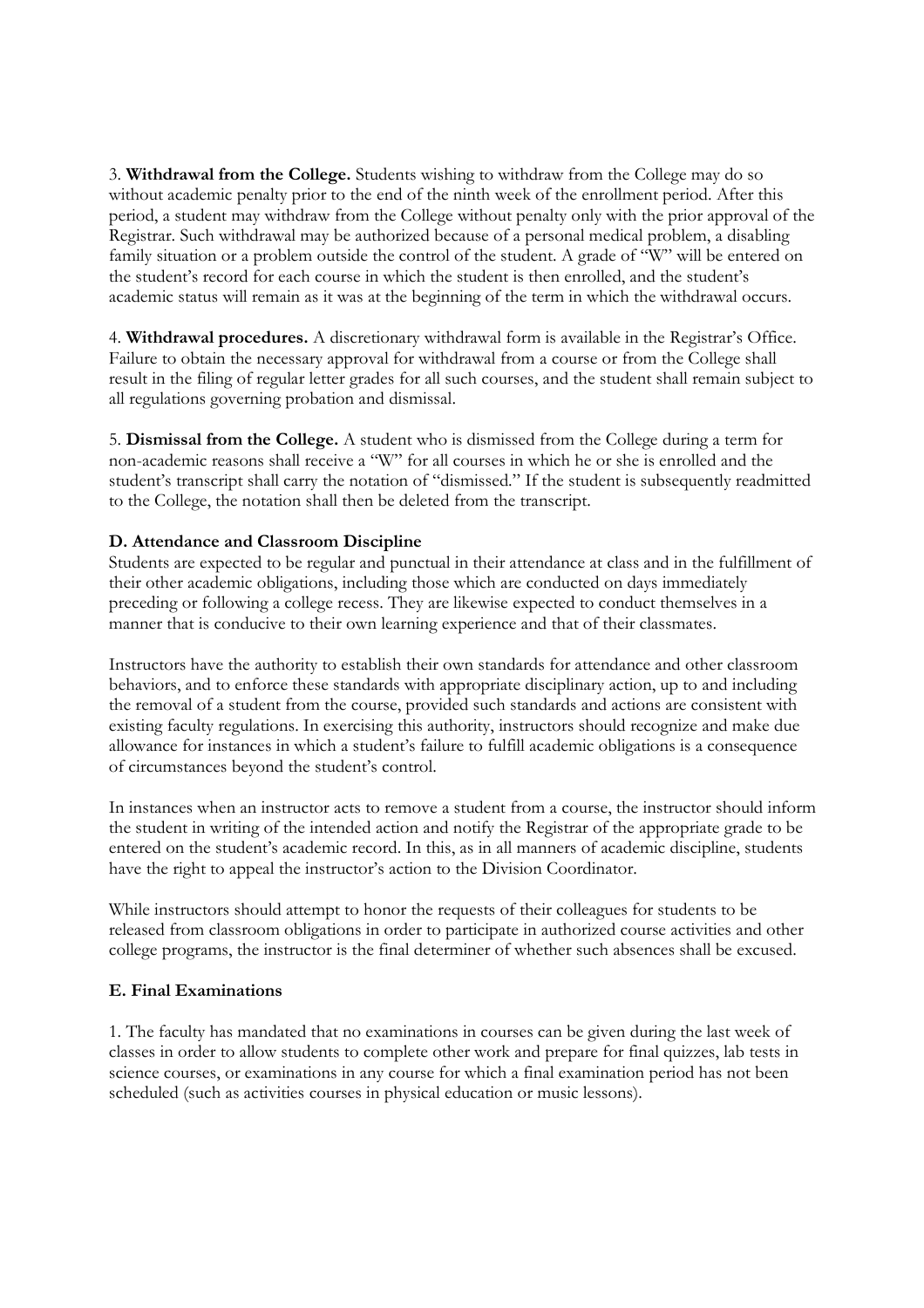3. **Withdrawal from the College.** Students wishing to withdraw from the College may do so without academic penalty prior to the end of the ninth week of the enrollment period. After this period, a student may withdraw from the College without penalty only with the prior approval of the Registrar. Such withdrawal may be authorized because of a personal medical problem, a disabling family situation or a problem outside the control of the student. A grade of "W" will be entered on the student's record for each course in which the student is then enrolled, and the student's academic status will remain as it was at the beginning of the term in which the withdrawal occurs.

4. **Withdrawal procedures.** A discretionary withdrawal form is available in the Registrar's Office. Failure to obtain the necessary approval for withdrawal from a course or from the College shall result in the filing of regular letter grades for all such courses, and the student shall remain subject to all regulations governing probation and dismissal.

5. **Dismissal from the College.** A student who is dismissed from the College during a term for non-academic reasons shall receive a "W" for all courses in which he or she is enrolled and the student's transcript shall carry the notation of "dismissed." If the student is subsequently readmitted to the College, the notation shall then be deleted from the transcript.

### D. Attendance and Classroom Discipline

Students are expected to be regular and punctual in their attendance at class and in the fulfillment of their other academic obligations, including those which are conducted on days immediately preceding or following a college recess. They are likewise expected to conduct themselves in a manner that is conducive to their own learning experience and that of their classmates.

Instructors have the authority to establish their own standards for attendance and other classroom behaviors, and to enforce these standards with appropriate disciplinary action, up to and including the removal of a student from the course, provided such standards and actions are consistent with existing faculty regulations. In exercising this authority, instructors should recognize and make due allowance for instances in which a student's failure to fulfill academic obligations is a consequence of circumstances beyond the student's control.

In instances when an instructor acts to remove a student from a course, the instructor should inform the student in writing of the intended action and notify the Registrar of the appropriate grade to be entered on the student's academic record. In this, as in all manners of academic discipline, students have the right to appeal the instructor's action to the Division Coordinator.

While instructors should attempt to honor the requests of their colleagues for students to be released from classroom obligations in order to participate in authorized course activities and other college programs, the instructor is the final determiner of whether such absences shall be excused.

### E. Final Examinations

1. The faculty has mandated that no examinations in courses can be given during the last week of classes in order to allow students to complete other work and prepare for final quizzes, lab tests in science courses, or examinations in any course for which a final examination period has not been scheduled (such as activities courses in physical education or music lessons).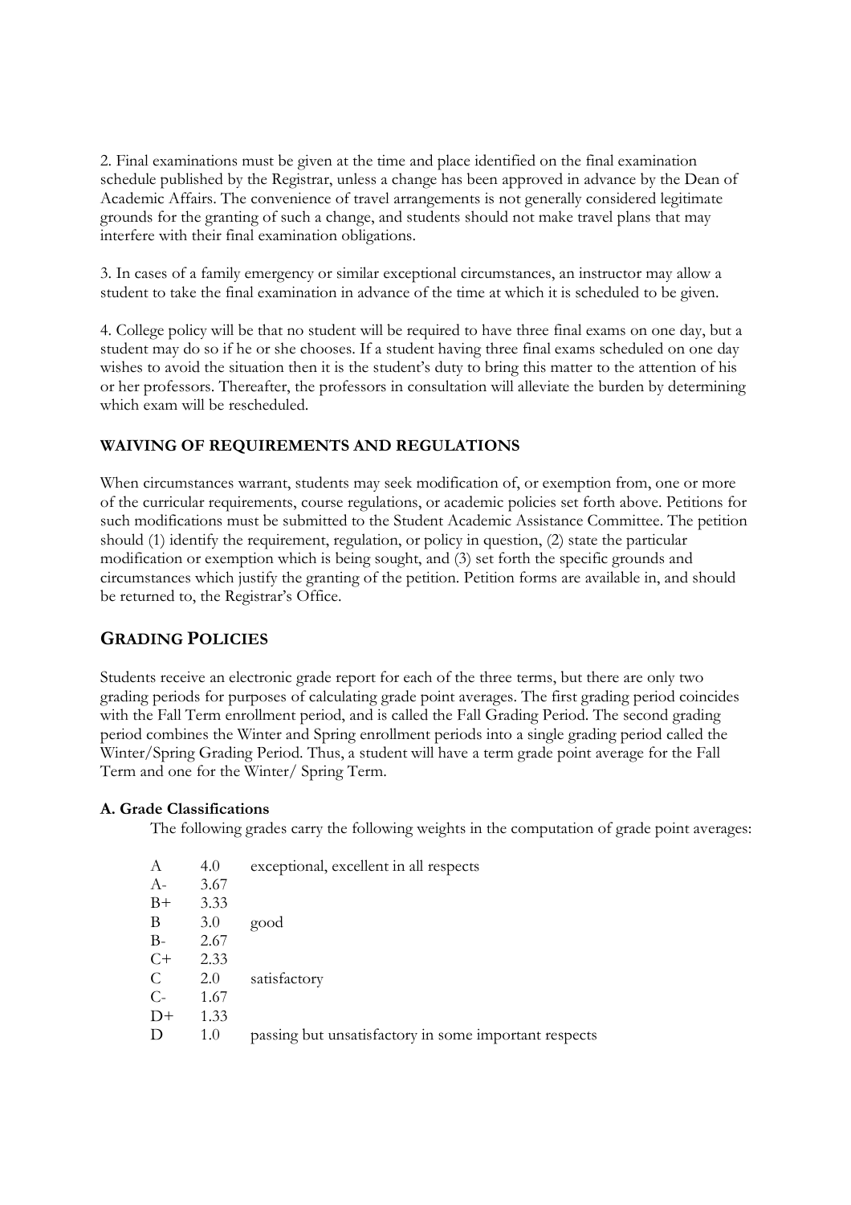2. Final examinations must be given at the time and place identified on the final examination schedule published by the Registrar, unless a change has been approved in advance by the Dean of Academic Affairs. The convenience of travel arrangements is not generally considered legitimate grounds for the granting of such a change, and students should not make travel plans that may interfere with their final examination obligations.

3. In cases of a family emergency or similar exceptional circumstances, an instructor may allow a student to take the final examination in advance of the time at which it is scheduled to be given.

4. College policy will be that no student will be required to have three final exams on one day, but a student may do so if he or she chooses. If a student having three final exams scheduled on one day wishes to avoid the situation then it is the student's duty to bring this matter to the attention of his or her professors. Thereafter, the professors in consultation will alleviate the burden by determining which exam will be rescheduled.

### WAIVING OF REQUIREMENTS AND REGULATIONS

When circumstances warrant, students may seek modification of, or exemption from, one or more of the curricular requirements, course regulations, or academic policies set forth above. Petitions for such modifications must be submitted to the Student Academic Assistance Committee. The petition should (1) identify the requirement, regulation, or policy in question, (2) state the particular modification or exemption which is being sought, and (3) set forth the specific grounds and circumstances which justify the granting of the petition. Petition forms are available in, and should be returned to, the Registrar's Office.

## GRADING POLICIES

Students receive an electronic grade report for each of the three terms, but there are only two grading periods for purposes of calculating grade point averages. The first grading period coincides with the Fall Term enrollment period, and is called the Fall Grading Period. The second grading period combines the Winter and Spring enrollment periods into a single grading period called the Winter/Spring Grading Period. Thus, a student will have a term grade point average for the Fall Term and one for the Winter/ Spring Term.

#### A. Grade Classifications

The following grades carry the following weights in the computation of grade point averages:

| | | |
|---|---|---|
| A | 4.0 | exceptional, excellent in all respects |
| A- | 3.67 | |
| B+ | 3.33 | |
| B | 3.0 | good |
| B- | 2.67 | |
| C+ | 2.33 | |
| C | 2.0 | satisfactory |
| C- | 1.67 | |
| D+ | 1.33 | |
| D | 1.0 | passing but unsatisfactory in some important respects |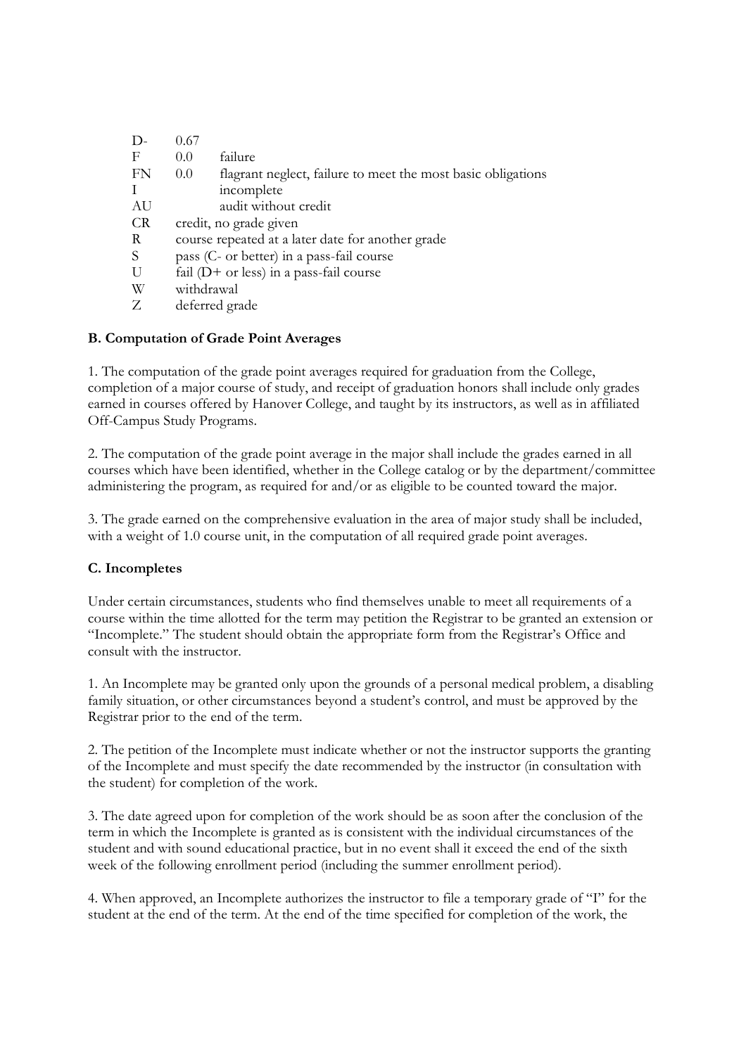| | | |
|---|---|---|
| D- | 0.67 | |
| F | 0.0 | failure |
| FN | 0.0 | flagrant neglect, failure to meet the most basic obligations |
| I | | incomplete |
| AU | | audit without credit |
| CR | credit, no grade given | |
| R | course repeated at a later date for another grade | |
| S | pass (C- or better) in a pass-fail course | |
| U | fail (D+ or less) in a pass-fail course | |
| W | withdrawal | |
| Z | deferred grade | |

**B. Computation of Grade Point Averages**

1. The computation of the grade point averages required for graduation from the College, completion of a major course of study, and receipt of graduation honors shall include only grades earned in courses offered by Hanover College, and taught by its instructors, as well as in affiliated Off-Campus Study Programs.

2. The computation of the grade point average in the major shall include the grades earned in all courses which have been identified, whether in the College catalog or by the department/committee administering the program, as required for and/or as eligible to be counted toward the major.

3. The grade earned on the comprehensive evaluation in the area of major study shall be included, with a weight of 1.0 course unit, in the computation of all required grade point averages.

**C. Incompletes**

Under certain circumstances, students who find themselves unable to meet all requirements of a course within the time allotted for the term may petition the Registrar to be granted an extension or "Incomplete." The student should obtain the appropriate form from the Registrar's Office and consult with the instructor.

1. An Incomplete may be granted only upon the grounds of a personal medical problem, a disabling family situation, or other circumstances beyond a student's control, and must be approved by the Registrar prior to the end of the term.

2. The petition of the Incomplete must indicate whether or not the instructor supports the granting of the Incomplete and must specify the date recommended by the instructor (in consultation with the student) for completion of the work.

3. The date agreed upon for completion of the work should be as soon after the conclusion of the term in which the Incomplete is granted as is consistent with the individual circumstances of the student and with sound educational practice, but in no event shall it exceed the end of the sixth week of the following enrollment period (including the summer enrollment period).

4. When approved, an Incomplete authorizes the instructor to file a temporary grade of "I" for the student at the end of the term. At the end of the time specified for completion of the work, the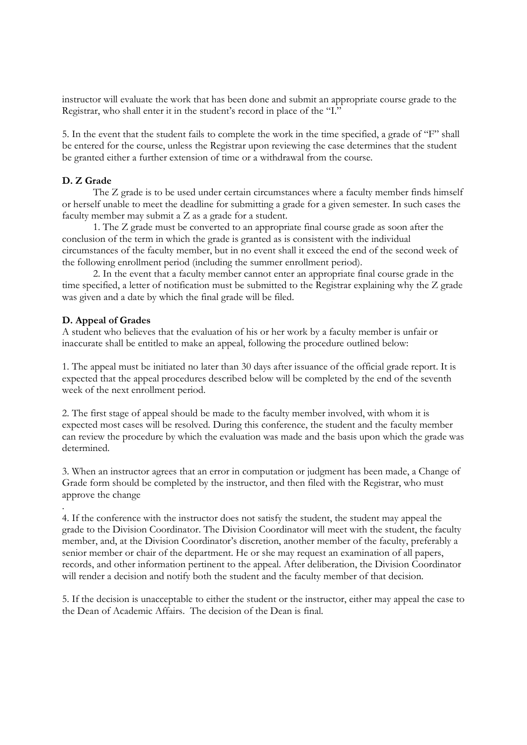instructor will evaluate the work that has been done and submit an appropriate course grade to the Registrar, who shall enter it in the student's record in place of the "I."

5. In the event that the student fails to complete the work in the time specified, a grade of "F" shall be entered for the course, unless the Registrar upon reviewing the case determines that the student be granted either a further extension of time or a withdrawal from the course.

### D. Z Grade

The Z grade is to be used under certain circumstances where a faculty member finds himself or herself unable to meet the deadline for submitting a grade for a given semester. In such cases the faculty member may submit a Z as a grade for a student.

1. The Z grade must be converted to an appropriate final course grade as soon after the conclusion of the term in which the grade is granted as is consistent with the individual circumstances of the faculty member, but in no event shall it exceed the end of the second week of the following enrollment period (including the summer enrollment period).

2. In the event that a faculty member cannot enter an appropriate final course grade in the time specified, a letter of notification must be submitted to the Registrar explaining why the Z grade was given and a date by which the final grade will be filed.

### D. Appeal of Grades

A student who believes that the evaluation of his or her work by a faculty member is unfair or inaccurate shall be entitled to make an appeal, following the procedure outlined below:

1. The appeal must be initiated no later than 30 days after issuance of the official grade report. It is expected that the appeal procedures described below will be completed by the end of the seventh week of the next enrollment period.

2. The first stage of appeal should be made to the faculty member involved, with whom it is expected most cases will be resolved. During this conference, the student and the faculty member can review the procedure by which the evaluation was made and the basis upon which the grade was determined.

3. When an instructor agrees that an error in computation or judgment has been made, a Change of Grade form should be completed by the instructor, and then filed with the Registrar, who must approve the change

.

4. If the conference with the instructor does not satisfy the student, the student may appeal the grade to the Division Coordinator. The Division Coordinator will meet with the student, the faculty member, and, at the Division Coordinator's discretion, another member of the faculty, preferably a senior member or chair of the department. He or she may request an examination of all papers, records, and other information pertinent to the appeal. After deliberation, the Division Coordinator will render a decision and notify both the student and the faculty member of that decision.

5. If the decision is unacceptable to either the student or the instructor, either may appeal the case to the Dean of Academic Affairs. The decision of the Dean is final.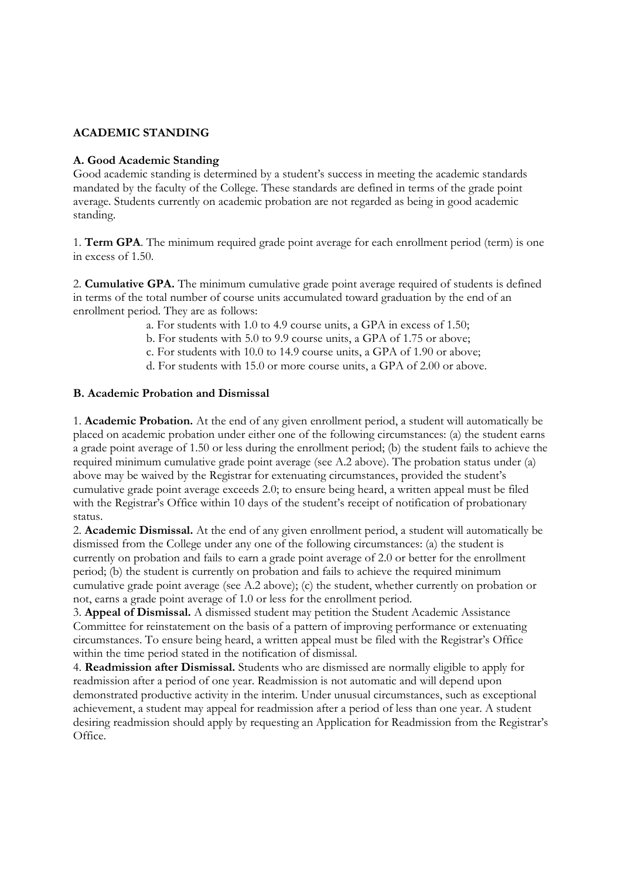## ACADEMIC STANDING

### A. Good Academic Standing

Good academic standing is determined by a student's success in meeting the academic standards mandated by the faculty of the College. These standards are defined in terms of the grade point average. Students currently on academic probation are not regarded as being in good academic standing.

1. **Term GPA**. The minimum required grade point average for each enrollment period (term) is one in excess of 1.50.

2. **Cumulative GPA.** The minimum cumulative grade point average required of students is defined in terms of the total number of course units accumulated toward graduation by the end of an enrollment period. They are as follows:

   a. For students with 1.0 to 4.9 course units, a GPA in excess of 1.50;
   b. For students with 5.0 to 9.9 course units, a GPA of 1.75 or above;
   c. For students with 10.0 to 14.9 course units, a GPA of 1.90 or above;
   d. For students with 15.0 or more course units, a GPA of 2.00 or above.

### B. Academic Probation and Dismissal

1. **Academic Probation.** At the end of any given enrollment period, a student will automatically be placed on academic probation under either one of the following circumstances: (a) the student earns a grade point average of 1.50 or less during the enrollment period; (b) the student fails to achieve the required minimum cumulative grade point average (see A.2 above). The probation status under (a) above may be waived by the Registrar for extenuating circumstances, provided the student's cumulative grade point average exceeds 2.0; to ensure being heard, a written appeal must be filed with the Registrar's Office within 10 days of the student's receipt of notification of probationary status.
2. **Academic Dismissal.** At the end of any given enrollment period, a student will automatically be dismissed from the College under any one of the following circumstances: (a) the student is currently on probation and fails to earn a grade point average of 2.0 or better for the enrollment period; (b) the student is currently on probation and fails to achieve the required minimum cumulative grade point average (see A.2 above); (c) the student, whether currently on probation or not, earns a grade point average of 1.0 or less for the enrollment period.
3. **Appeal of Dismissal.** A dismissed student may petition the Student Academic Assistance Committee for reinstatement on the basis of a pattern of improving performance or extenuating circumstances. To ensure being heard, a written appeal must be filed with the Registrar's Office within the time period stated in the notification of dismissal.
4. **Readmission after Dismissal.** Students who are dismissed are normally eligible to apply for readmission after a period of one year. Readmission is not automatic and will depend upon demonstrated productive activity in the interim. Under unusual circumstances, such as exceptional achievement, a student may appeal for readmission after a period of less than one year. A student desiring readmission should apply by requesting an Application for Readmission from the Registrar's Office.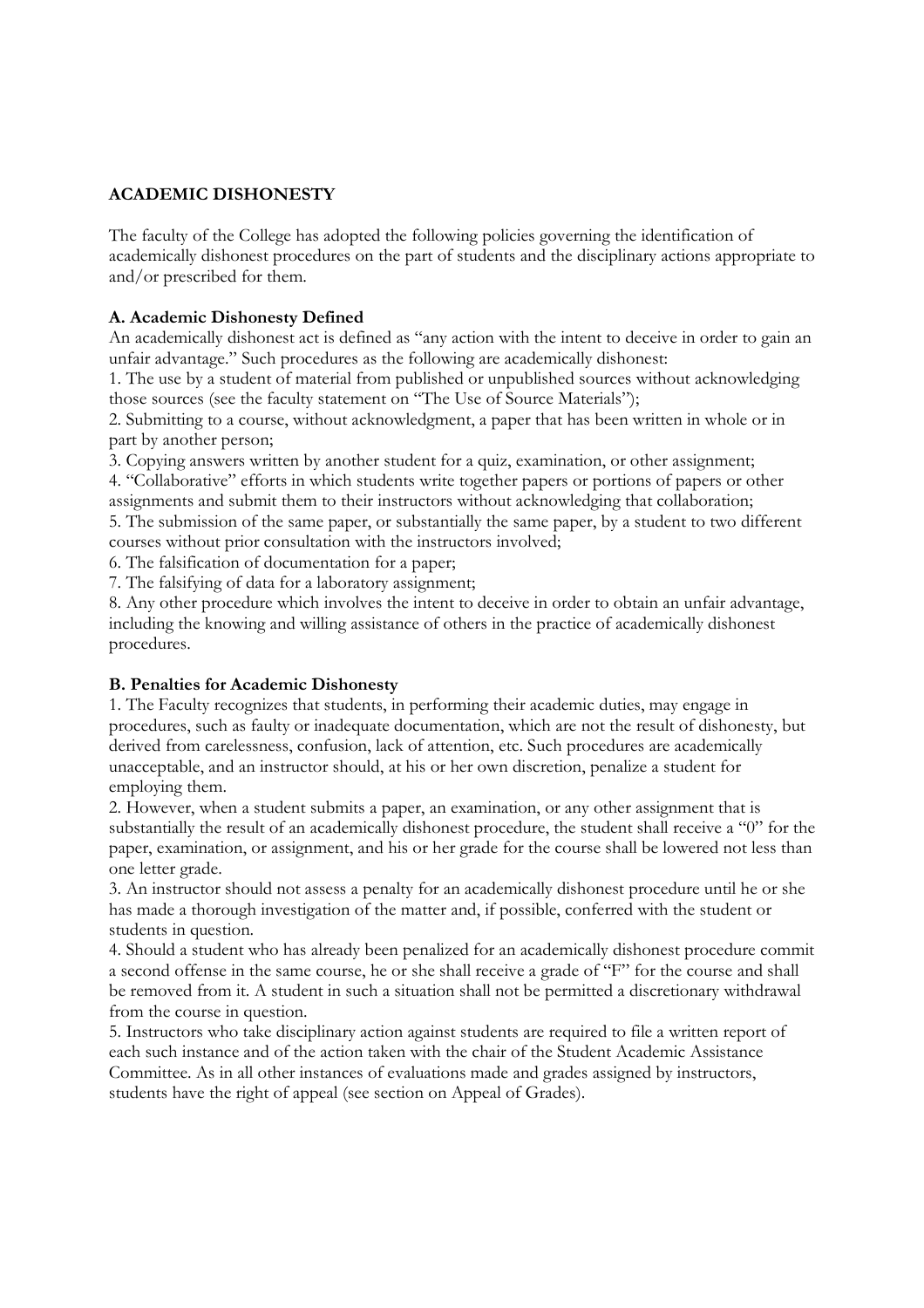## ACADEMIC DISHONESTY

The faculty of the College has adopted the following policies governing the identification of academically dishonest procedures on the part of students and the disciplinary actions appropriate to and/or prescribed for them.

### A. Academic Dishonesty Defined

An academically dishonest act is defined as "any action with the intent to deceive in order to gain an unfair advantage." Such procedures as the following are academically dishonest:

1. The use by a student of material from published or unpublished sources without acknowledging those sources (see the faculty statement on "The Use of Source Materials");
2. Submitting to a course, without acknowledgment, a paper that has been written in whole or in part by another person;
3. Copying answers written by another student for a quiz, examination, or other assignment;
4. "Collaborative" efforts in which students write together papers or portions of papers or other assignments and submit them to their instructors without acknowledging that collaboration;
5. The submission of the same paper, or substantially the same paper, by a student to two different courses without prior consultation with the instructors involved;
6. The falsification of documentation for a paper;
7. The falsifying of data for a laboratory assignment;
8. Any other procedure which involves the intent to deceive in order to obtain an unfair advantage, including the knowing and willing assistance of others in the practice of academically dishonest procedures.

### B. Penalties for Academic Dishonesty

1. The Faculty recognizes that students, in performing their academic duties, may engage in procedures, such as faulty or inadequate documentation, which are not the result of dishonesty, but derived from carelessness, confusion, lack of attention, etc. Such procedures are academically unacceptable, and an instructor should, at his or her own discretion, penalize a student for employing them.
2. However, when a student submits a paper, an examination, or any other assignment that is substantially the result of an academically dishonest procedure, the student shall receive a "0" for the paper, examination, or assignment, and his or her grade for the course shall be lowered not less than one letter grade.
3. An instructor should not assess a penalty for an academically dishonest procedure until he or she has made a thorough investigation of the matter and, if possible, conferred with the student or students in question.
4. Should a student who has already been penalized for an academically dishonest procedure commit a second offense in the same course, he or she shall receive a grade of "F" for the course and shall be removed from it. A student in such a situation shall not be permitted a discretionary withdrawal from the course in question.
5. Instructors who take disciplinary action against students are required to file a written report of each such instance and of the action taken with the chair of the Student Academic Assistance Committee. As in all other instances of evaluations made and grades assigned by instructors, students have the right of appeal (see section on Appeal of Grades).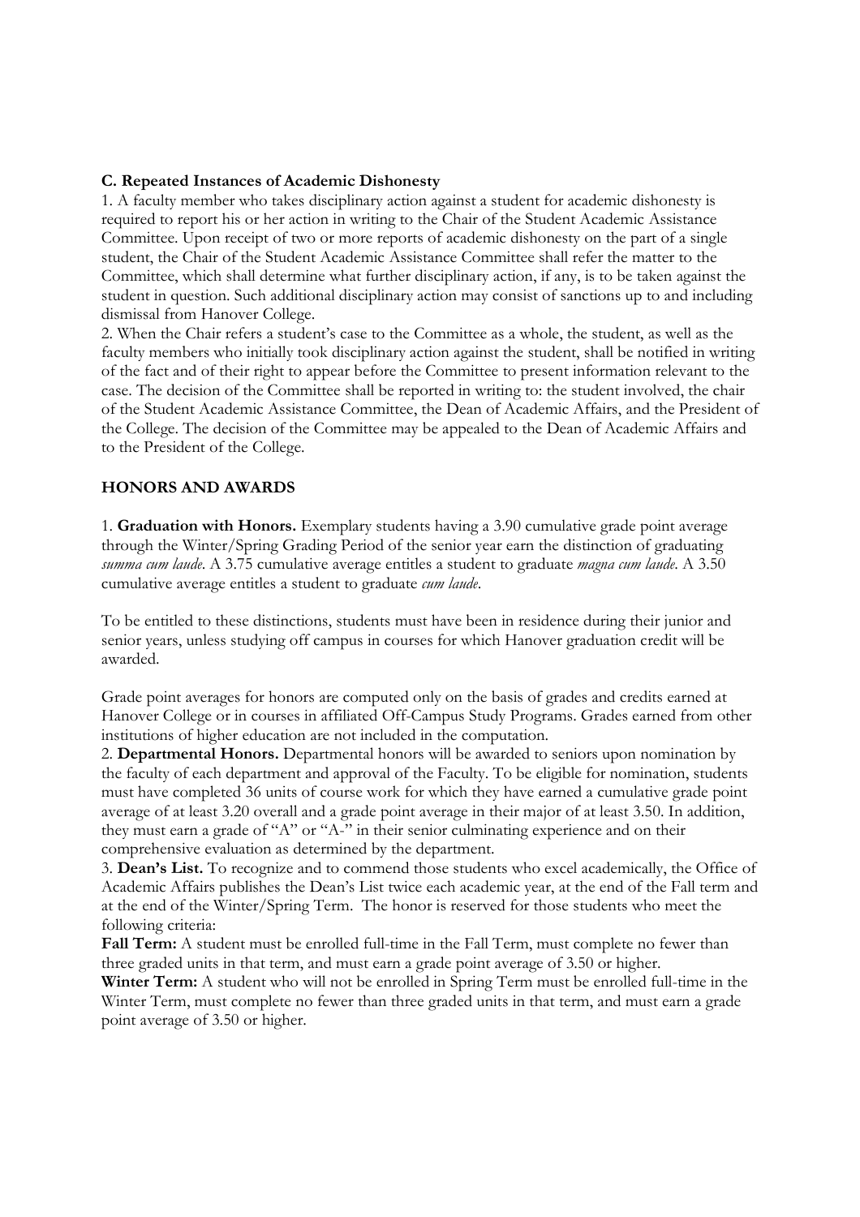**C. Repeated Instances of Academic Dishonesty**

1. A faculty member who takes disciplinary action against a student for academic dishonesty is required to report his or her action in writing to the Chair of the Student Academic Assistance Committee. Upon receipt of two or more reports of academic dishonesty on the part of a single student, the Chair of the Student Academic Assistance Committee shall refer the matter to the Committee, which shall determine what further disciplinary action, if any, is to be taken against the student in question. Such additional disciplinary action may consist of sanctions up to and including dismissal from Hanover College.
2. When the Chair refers a student's case to the Committee as a whole, the student, as well as the faculty members who initially took disciplinary action against the student, shall be notified in writing of the fact and of their right to appear before the Committee to present information relevant to the case. The decision of the Committee shall be reported in writing to: the student involved, the chair of the Student Academic Assistance Committee, the Dean of Academic Affairs, and the President of the College. The decision of the Committee may be appealed to the Dean of Academic Affairs and to the President of the College.

## HONORS AND AWARDS

1. **Graduation with Honors.** Exemplary students having a 3.90 cumulative grade point average through the Winter/Spring Grading Period of the senior year earn the distinction of graduating *summa cum laude*. A 3.75 cumulative average entitles a student to graduate *magna cum laude*. A 3.50 cumulative average entitles a student to graduate *cum laude*.

To be entitled to these distinctions, students must have been in residence during their junior and senior years, unless studying off campus in courses for which Hanover graduation credit will be awarded.

Grade point averages for honors are computed only on the basis of grades and credits earned at Hanover College or in courses in affiliated Off-Campus Study Programs. Grades earned from other institutions of higher education are not included in the computation.

2. **Departmental Honors.** Departmental honors will be awarded to seniors upon nomination by the faculty of each department and approval of the Faculty. To be eligible for nomination, students must have completed 36 units of course work for which they have earned a cumulative grade point average of at least 3.20 overall and a grade point average in their major of at least 3.50. In addition, they must earn a grade of "A" or "A-" in their senior culminating experience and on their comprehensive evaluation as determined by the department.
3. **Dean's List.** To recognize and to commend those students who excel academically, the Office of Academic Affairs publishes the Dean's List twice each academic year, at the end of the Fall term and at the end of the Winter/Spring Term. The honor is reserved for those students who meet the following criteria:

**Fall Term:** A student must be enrolled full-time in the Fall Term, must complete no fewer than three graded units in that term, and must earn a grade point average of 3.50 or higher.

**Winter Term:** A student who will not be enrolled in Spring Term must be enrolled full-time in the Winter Term, must complete no fewer than three graded units in that term, and must earn a grade point average of 3.50 or higher.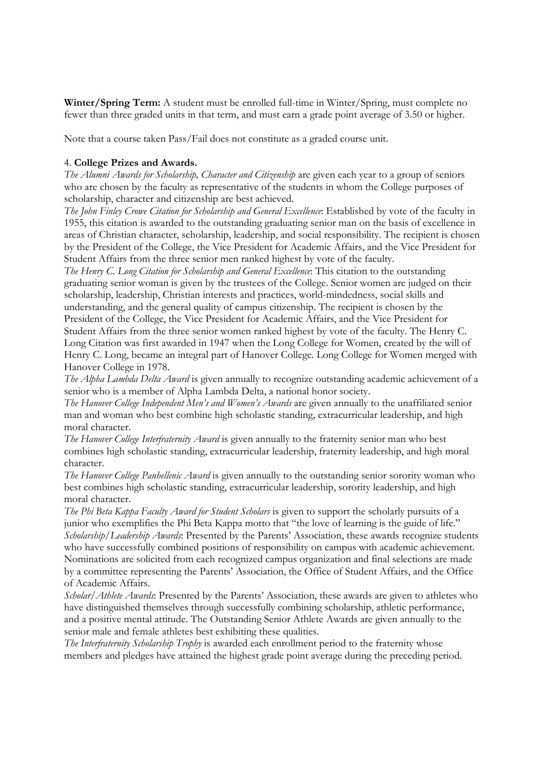**Winter/Spring Term:** A student must be enrolled full-time in Winter/Spring, must complete no fewer than three graded units in that term, and must earn a grade point average of 3.50 or higher.

Note that a course taken Pass/Fail does not constitute as a graded course unit.

4. **College Prizes and Awards.**

*The Alumni Awards for Scholarship, Character and Citizenship* are given each year to a group of seniors who are chosen by the faculty as representative of the students in whom the College purposes of scholarship, character and citizenship are best achieved.

*The John Finley Crowe Citation for Scholarship and General Excellence*: Established by vote of the faculty in 1955, this citation is awarded to the outstanding graduating senior man on the basis of excellence in areas of Christian character, scholarship, leadership, and social responsibility. The recipient is chosen by the President of the College, the Vice President for Academic Affairs, and the Vice President for Student Affairs from the three senior men ranked highest by vote of the faculty.

*The Henry C. Long Citation for Scholarship and General Excellence*: This citation to the outstanding graduating senior woman is given by the trustees of the College. Senior women are judged on their scholarship, leadership, Christian interests and practices, world-mindedness, social skills and understanding, and the general quality of campus citizenship. The recipient is chosen by the President of the College, the Vice President for Academic Affairs, and the Vice President for Student Affairs from the three senior women ranked highest by vote of the faculty. The Henry C. Long Citation was first awarded in 1947 when the Long College for Women, created by the will of Henry C. Long, became an integral part of Hanover College. Long College for Women merged with Hanover College in 1978.

*The Alpha Lambda Delta Award* is given annually to recognize outstanding academic achievement of a senior who is a member of Alpha Lambda Delta, a national honor society.

*The Hanover College Independent Men's and Women's Awards* are given annually to the unaffiliated senior man and woman who best combine high scholastic standing, extracurricular leadership, and high moral character.

*The Hanover College Interfraternity Award* is given annually to the fraternity senior man who best combines high scholastic standing, extracurricular leadership, fraternity leadership, and high moral character.

*The Hanover College Panhellenic Award* is given annually to the outstanding senior sorority woman who best combines high scholastic standing, extracurricular leadership, sorority leadership, and high moral character.

*The Phi Beta Kappa Faculty Award for Student Scholars* is given to support the scholarly pursuits of a junior who exemplifies the Phi Beta Kappa motto that "the love of learning is the guide of life."

*Scholarship/Leadership Awards*: Presented by the Parents' Association, these awards recognize students who have successfully combined positions of responsibility on campus with academic achievement. Nominations are solicited from each recognized campus organization and final selections are made by a committee representing the Parents' Association, the Office of Student Affairs, and the Office of Academic Affairs.

*Scholar/Athlete Awards*: Presented by the Parents' Association, these awards are given to athletes who have distinguished themselves through successfully combining scholarship, athletic performance, and a positive mental attitude. The Outstanding Senior Athlete Awards are given annually to the senior male and female athletes best exhibiting these qualities.

*The Interfraternity Scholarship Trophy* is awarded each enrollment period to the fraternity whose members and pledges have attained the highest grade point average during the preceding period.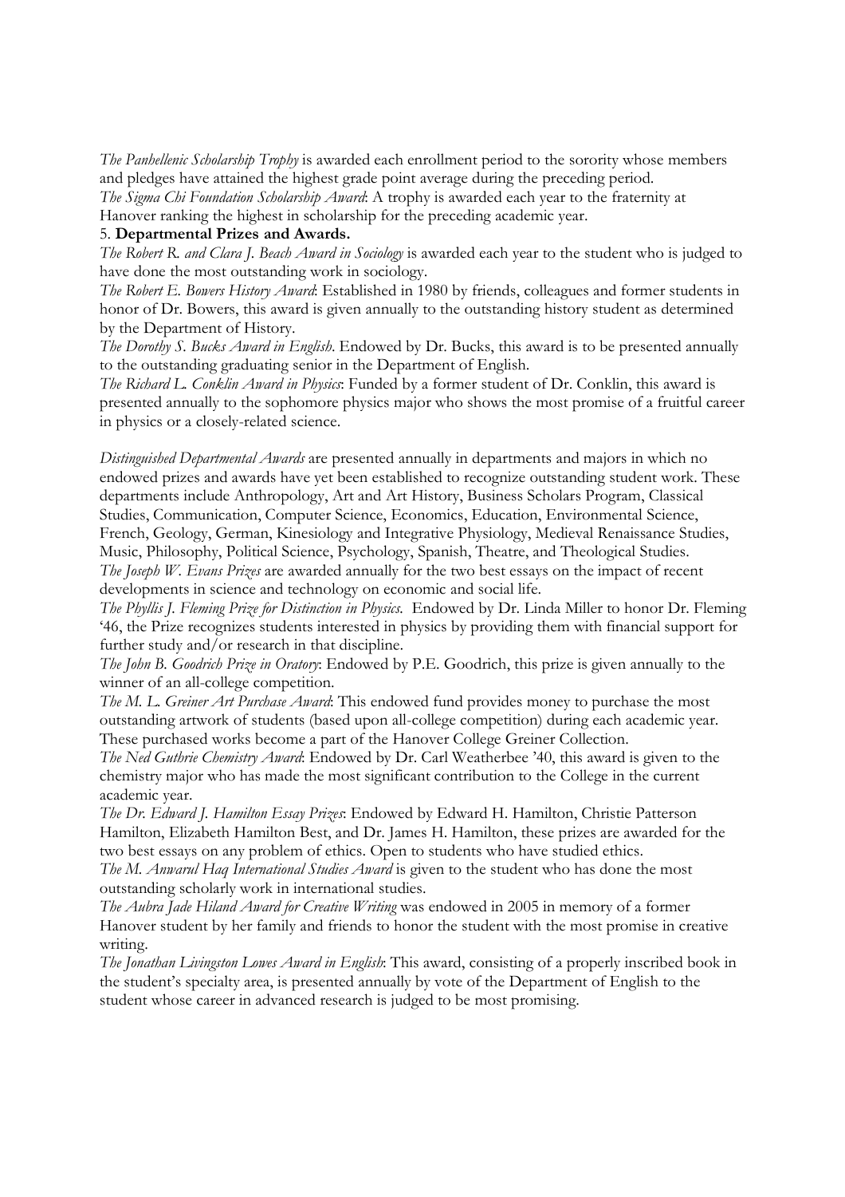*The Panhellenic Scholarship Trophy* is awarded each enrollment period to the sorority whose members and pledges have attained the highest grade point average during the preceding period.

*The Sigma Chi Foundation Scholarship Award*: A trophy is awarded each year to the fraternity at Hanover ranking the highest in scholarship for the preceding academic year.

5. **Departmental Prizes and Awards.**

*The Robert R. and Clara J. Beach Award in Sociology* is awarded each year to the student who is judged to have done the most outstanding work in sociology.

*The Robert E. Bowers History Award*: Established in 1980 by friends, colleagues and former students in honor of Dr. Bowers, this award is given annually to the outstanding history student as determined by the Department of History.

*The Dorothy S. Bucks Award in English*. Endowed by Dr. Bucks, this award is to be presented annually to the outstanding graduating senior in the Department of English.

*The Richard L. Conklin Award in Physics*: Funded by a former student of Dr. Conklin, this award is presented annually to the sophomore physics major who shows the most promise of a fruitful career in physics or a closely-related science.

*Distinguished Departmental Awards* are presented annually in departments and majors in which no endowed prizes and awards have yet been established to recognize outstanding student work. These departments include Anthropology, Art and Art History, Business Scholars Program, Classical Studies, Communication, Computer Science, Economics, Education, Environmental Science, French, Geology, German, Kinesiology and Integrative Physiology, Medieval Renaissance Studies, Music, Philosophy, Political Science, Psychology, Spanish, Theatre, and Theological Studies.

*The Joseph W. Evans Prizes* are awarded annually for the two best essays on the impact of recent developments in science and technology on economic and social life.

*The Phyllis J. Fleming Prize for Distinction in Physics*. Endowed by Dr. Linda Miller to honor Dr. Fleming '46, the Prize recognizes students interested in physics by providing them with financial support for further study and/or research in that discipline.

*The John B. Goodrich Prize in Oratory*: Endowed by P.E. Goodrich, this prize is given annually to the winner of an all-college competition.

*The M. L. Greiner Art Purchase Award*: This endowed fund provides money to purchase the most outstanding artwork of students (based upon all-college competition) during each academic year. These purchased works become a part of the Hanover College Greiner Collection.

*The Ned Guthrie Chemistry Award*: Endowed by Dr. Carl Weatherbee '40, this award is given to the chemistry major who has made the most significant contribution to the College in the current academic year.

*The Dr. Edward J. Hamilton Essay Prizes*: Endowed by Edward H. Hamilton, Christie Patterson Hamilton, Elizabeth Hamilton Best, and Dr. James H. Hamilton, these prizes are awarded for the two best essays on any problem of ethics. Open to students who have studied ethics.

*The M. Anwarul Haq International Studies Award* is given to the student who has done the most outstanding scholarly work in international studies.

*The Aubra Jade Hiland Award for Creative Writing* was endowed in 2005 in memory of a former Hanover student by her family and friends to honor the student with the most promise in creative writing.

*The Jonathan Livingston Lowes Award in English*: This award, consisting of a properly inscribed book in the student's specialty area, is presented annually by vote of the Department of English to the student whose career in advanced research is judged to be most promising.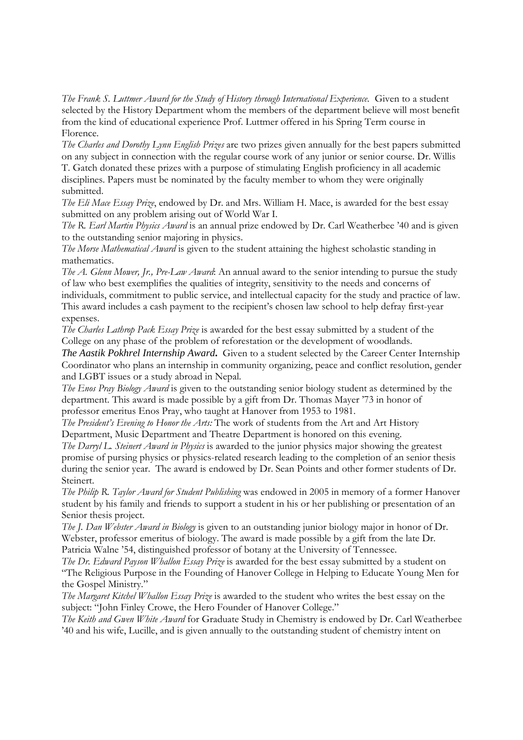*The Frank S. Luttmer Award for the Study of History through International Experience.* Given to a student selected by the History Department whom the members of the department believe will most benefit from the kind of educational experience Prof. Luttmer offered in his Spring Term course in Florence.

*The Charles and Dorothy Lynn English Prizes* are two prizes given annually for the best papers submitted on any subject in connection with the regular course work of any junior or senior course. Dr. Willis T. Gatch donated these prizes with a purpose of stimulating English proficiency in all academic disciplines. Papers must be nominated by the faculty member to whom they were originally submitted.

*The Eli Mace Essay Prize*, endowed by Dr. and Mrs. William H. Mace, is awarded for the best essay submitted on any problem arising out of World War I.

*The R. Earl Martin Physics Award* is an annual prize endowed by Dr. Carl Weatherbee '40 and is given to the outstanding senior majoring in physics.

*The Morse Mathematical Award* is given to the student attaining the highest scholastic standing in mathematics.

*The A. Glenn Mower, Jr., Pre-Law Award*: An annual award to the senior intending to pursue the study of law who best exemplifies the qualities of integrity, sensitivity to the needs and concerns of individuals, commitment to public service, and intellectual capacity for the study and practice of law. This award includes a cash payment to the recipient's chosen law school to help defray first-year expenses.

*The Charles Lathrop Pack Essay Prize* is awarded for the best essay submitted by a student of the College on any phase of the problem of reforestation or the development of woodlands.

***The Aastik Pokhrel Internship Award.*** Given to a student selected by the Career Center Internship Coordinator who plans an internship in community organizing, peace and conflict resolution, gender and LGBT issues or a study abroad in Nepal.

*The Enos Pray Biology Award* is given to the outstanding senior biology student as determined by the department. This award is made possible by a gift from Dr. Thomas Mayer '73 in honor of professor emeritus Enos Pray, who taught at Hanover from 1953 to 1981.

*The President's Evening to Honor the Arts:* The work of students from the Art and Art History Department, Music Department and Theatre Department is honored on this evening.

*The Darryl L. Steinert Award in Physics* is awarded to the junior physics major showing the greatest promise of pursing physics or physics-related research leading to the completion of an senior thesis during the senior year. The award is endowed by Dr. Sean Points and other former students of Dr. Steinert.

*The Philip R. Taylor Award for Student Publishing* was endowed in 2005 in memory of a former Hanover student by his family and friends to support a student in his or her publishing or presentation of an Senior thesis project.

*The J. Dan Webster Award in Biology* is given to an outstanding junior biology major in honor of Dr. Webster, professor emeritus of biology. The award is made possible by a gift from the late Dr. Patricia Walne '54, distinguished professor of botany at the University of Tennessee.

*The Dr. Edward Payson Whallon Essay Prize* is awarded for the best essay submitted by a student on "The Religious Purpose in the Founding of Hanover College in Helping to Educate Young Men for the Gospel Ministry."

*The Margaret Kitchel Whallon Essay Prize* is awarded to the student who writes the best essay on the subject: "John Finley Crowe, the Hero Founder of Hanover College."

*The Keith and Gwen White Award* for Graduate Study in Chemistry is endowed by Dr. Carl Weatherbee '40 and his wife, Lucille, and is given annually to the outstanding student of chemistry intent on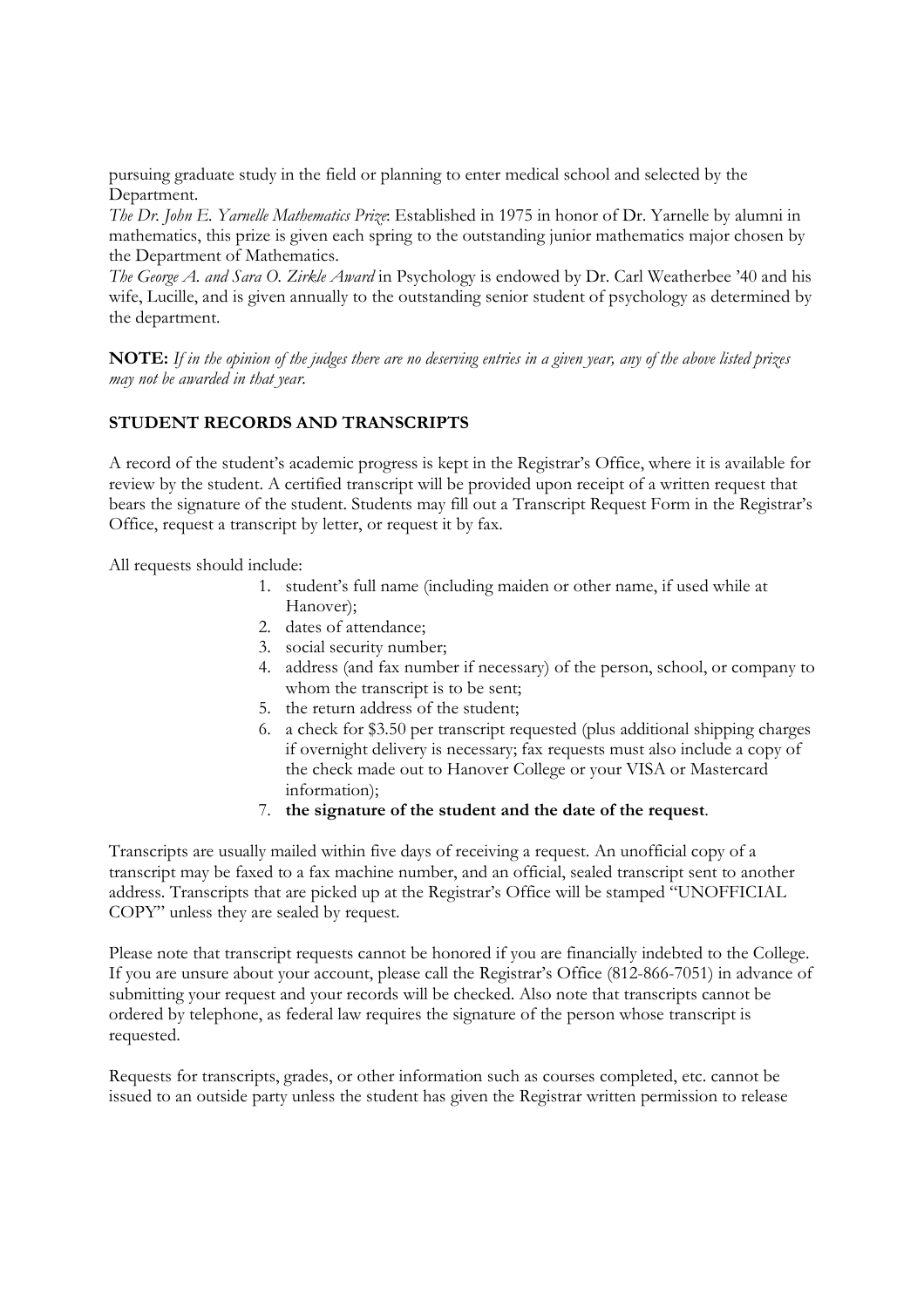pursuing graduate study in the field or planning to enter medical school and selected by the Department.

*The Dr. John E. Yarnelle Mathematics Prize*: Established in 1975 in honor of Dr. Yarnelle by alumni in mathematics, this prize is given each spring to the outstanding junior mathematics major chosen by the Department of Mathematics.

*The George A. and Sara O. Zirkle Award* in Psychology is endowed by Dr. Carl Weatherbee '40 and his wife, Lucille, and is given annually to the outstanding senior student of psychology as determined by the department.

**NOTE:** *If in the opinion of the judges there are no deserving entries in a given year, any of the above listed prizes may not be awarded in that year.*

### STUDENT RECORDS AND TRANSCRIPTS

A record of the student's academic progress is kept in the Registrar's Office, where it is available for review by the student. A certified transcript will be provided upon receipt of a written request that bears the signature of the student. Students may fill out a Transcript Request Form in the Registrar's Office, request a transcript by letter, or request it by fax.

All requests should include:

1. student's full name (including maiden or other name, if used while at Hanover);
2. dates of attendance;
3. social security number;
4. address (and fax number if necessary) of the person, school, or company to whom the transcript is to be sent;
5. the return address of the student;
6. a check for $3.50 per transcript requested (plus additional shipping charges if overnight delivery is necessary; fax requests must also include a copy of the check made out to Hanover College or your VISA or Mastercard information);
7. **the signature of the student and the date of the request**.

Transcripts are usually mailed within five days of receiving a request. An unofficial copy of a transcript may be faxed to a fax machine number, and an official, sealed transcript sent to another address. Transcripts that are picked up at the Registrar's Office will be stamped "UNOFFICIAL COPY" unless they are sealed by request.

Please note that transcript requests cannot be honored if you are financially indebted to the College. If you are unsure about your account, please call the Registrar's Office (812-866-7051) in advance of submitting your request and your records will be checked. Also note that transcripts cannot be ordered by telephone, as federal law requires the signature of the person whose transcript is requested.

Requests for transcripts, grades, or other information such as courses completed, etc. cannot be issued to an outside party unless the student has given the Registrar written permission to release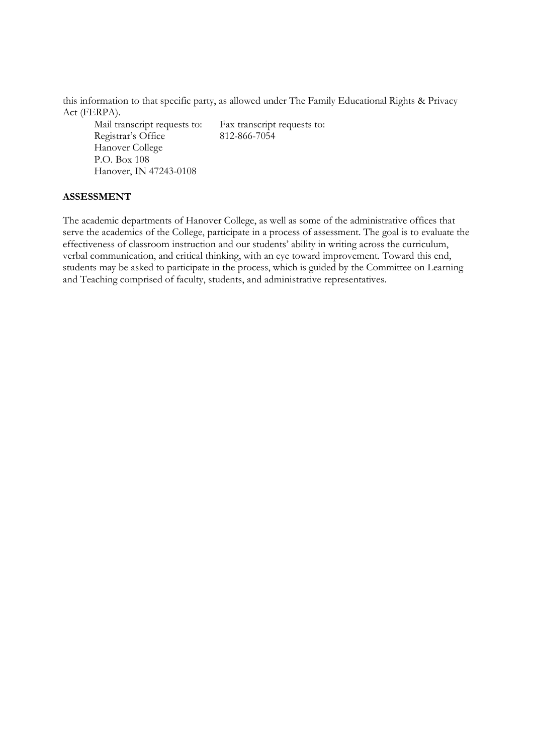this information to that specific party, as allowed under The Family Educational Rights & Privacy Act (FERPA).

| Mail transcript requests to: | Fax transcript requests to: |
|---|---|
| Registrar's Office | 812-866-7054 |
| Hanover College | |
| P.O. Box 108 | |
| Hanover, IN 47243-0108 | |

**ASSESSMENT**

The academic departments of Hanover College, as well as some of the administrative offices that serve the academics of the College, participate in a process of assessment. The goal is to evaluate the effectiveness of classroom instruction and our students' ability in writing across the curriculum, verbal communication, and critical thinking, with an eye toward improvement. Toward this end, students may be asked to participate in the process, which is guided by the Committee on Learning and Teaching comprised of faculty, students, and administrative representatives.